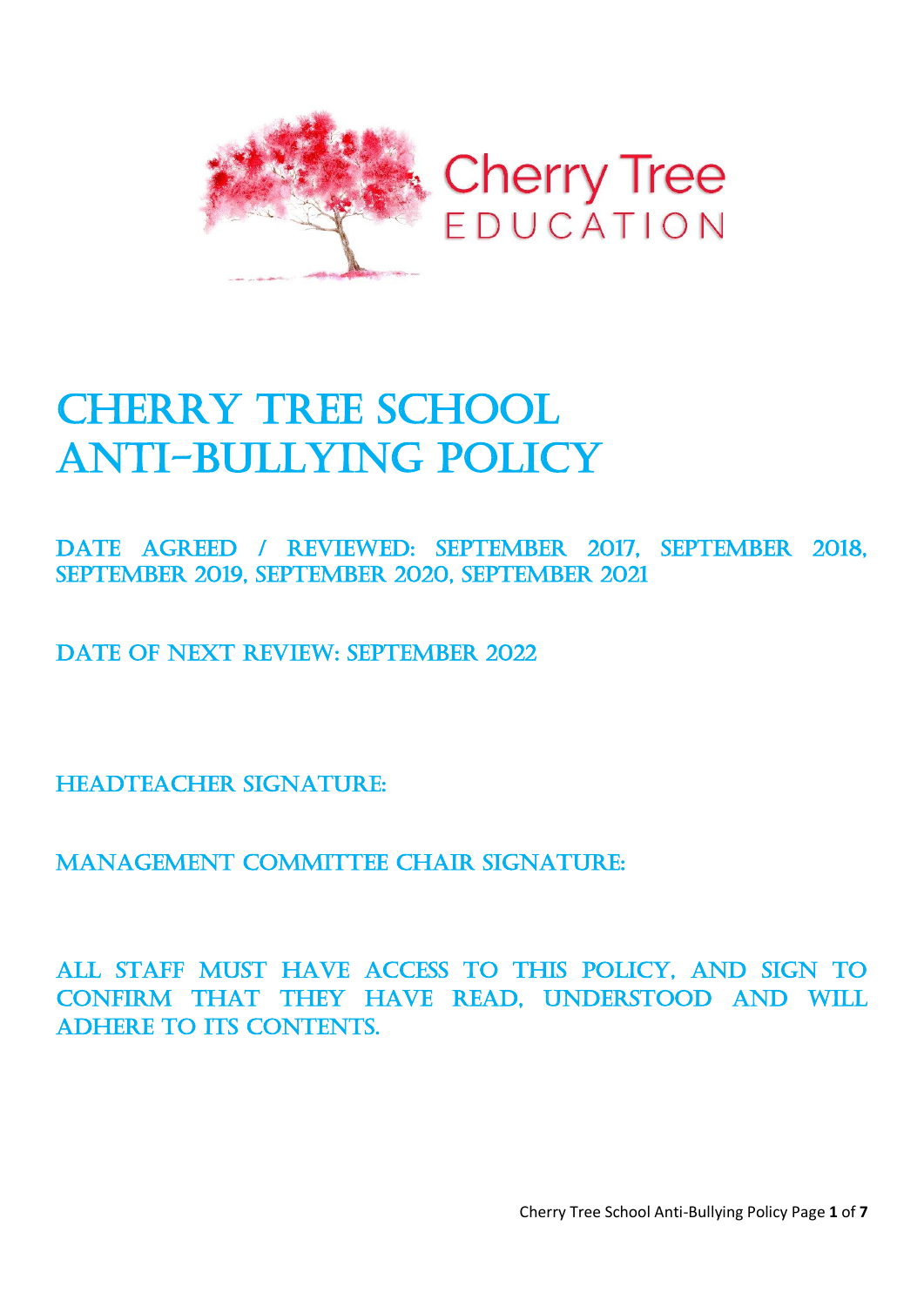Cherry Tree
EDUCATION

# CHERRY TREE SCHOOL ANTI-BULLYING POLICY

DATE AGREED / REVIEWED: SEPTEMBER 2017, SEPTEMBER 2018, SEPTEMBER 2019, SEPTEMBER 2020, SEPTEMBER 2021

DATE OF NEXT REVIEW: SEPTEMBER 2022

HEADTEACHER SIGNATURE:

MANAGEMENT COMMITTEE CHAIR SIGNATURE:

ALL STAFF MUST HAVE ACCESS TO THIS POLICY, AND SIGN TO CONFIRM THAT THEY HAVE READ, UNDERSTOOD AND WILL ADHERE TO ITS CONTENTS.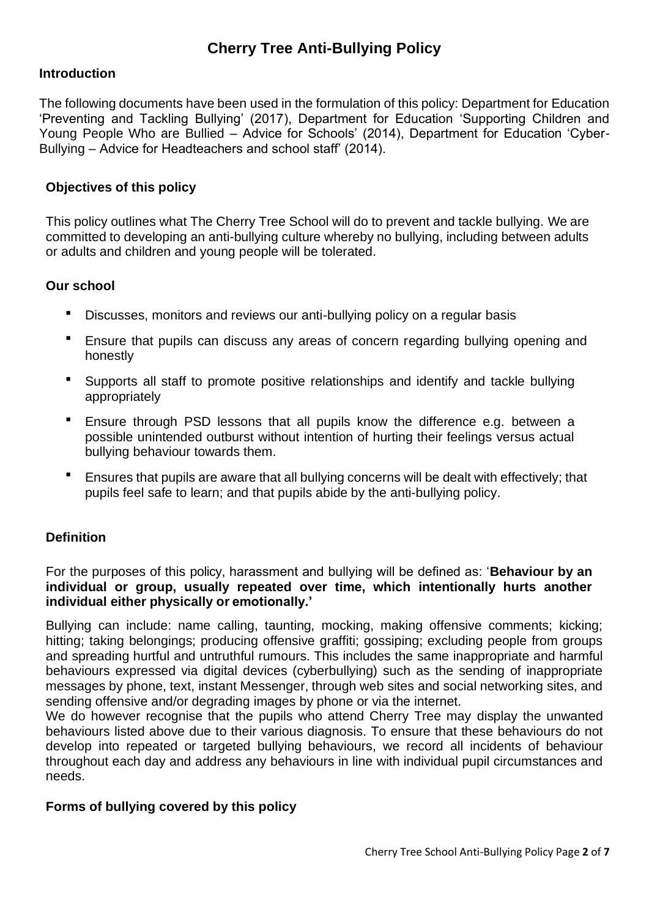# Cherry Tree Anti-Bullying Policy

## Introduction

The following documents have been used in the formulation of this policy: Department for Education 'Preventing and Tackling Bullying' (2017), Department for Education 'Supporting Children and Young People Who are Bullied – Advice for Schools' (2014), Department for Education 'Cyber-Bullying – Advice for Headteachers and school staff' (2014).

## Objectives of this policy

This policy outlines what The Cherry Tree School will do to prevent and tackle bullying. We are committed to developing an anti-bullying culture whereby no bullying, including between adults or adults and children and young people will be tolerated.

## Our school

- Discusses, monitors and reviews our anti-bullying policy on a regular basis
- Ensure that pupils can discuss any areas of concern regarding bullying opening and honestly
- Supports all staff to promote positive relationships and identify and tackle bullying appropriately
- Ensure through PSD lessons that all pupils know the difference e.g. between a possible unintended outburst without intention of hurting their feelings versus actual bullying behaviour towards them.
- Ensures that pupils are aware that all bullying concerns will be dealt with effectively; that pupils feel safe to learn; and that pupils abide by the anti-bullying policy.

## Definition

For the purposes of this policy, harassment and bullying will be defined as: '**Behaviour by an individual or group, usually repeated over time, which intentionally hurts another individual either physically or emotionally.'**

Bullying can include: name calling, taunting, mocking, making offensive comments; kicking; hitting; taking belongings; producing offensive graffiti; gossiping; excluding people from groups and spreading hurtful and untruthful rumours. This includes the same inappropriate and harmful behaviours expressed via digital devices (cyberbullying) such as the sending of inappropriate messages by phone, text, instant Messenger, through web sites and social networking sites, and sending offensive and/or degrading images by phone or via the internet.

We do however recognise that the pupils who attend Cherry Tree may display the unwanted behaviours listed above due to their various diagnosis. To ensure that these behaviours do not develop into repeated or targeted bullying behaviours, we record all incidents of behaviour throughout each day and address any behaviours in line with individual pupil circumstances and needs.

## Forms of bullying covered by this policy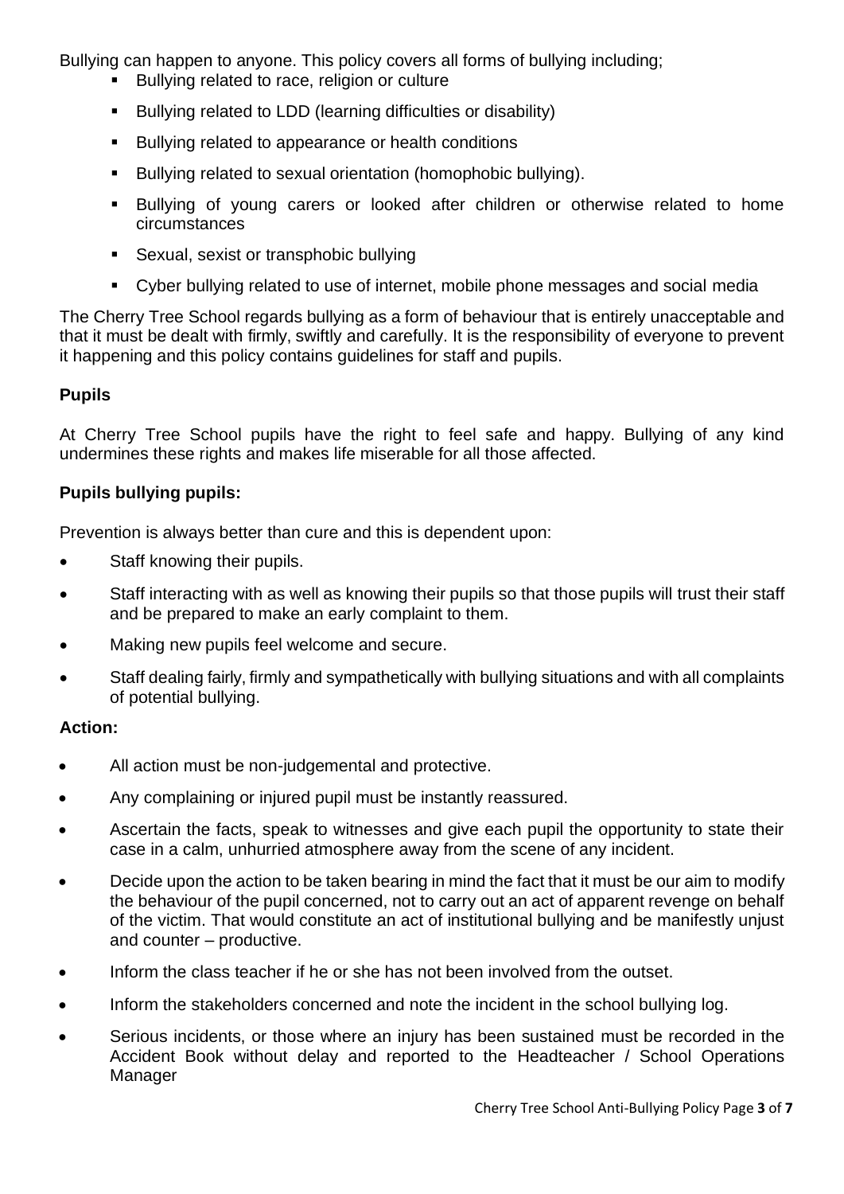Bullying can happen to anyone. This policy covers all forms of bullying including;

- Bullying related to race, religion or culture
- Bullying related to LDD (learning difficulties or disability)
- Bullying related to appearance or health conditions
- Bullying related to sexual orientation (homophobic bullying).
- Bullying of young carers or looked after children or otherwise related to home circumstances
- Sexual, sexist or transphobic bullying
- Cyber bullying related to use of internet, mobile phone messages and social media

The Cherry Tree School regards bullying as a form of behaviour that is entirely unacceptable and that it must be dealt with firmly, swiftly and carefully. It is the responsibility of everyone to prevent it happening and this policy contains guidelines for staff and pupils.

**Pupils**

At Cherry Tree School pupils have the right to feel safe and happy. Bullying of any kind undermines these rights and makes life miserable for all those affected.

**Pupils bullying pupils:**

Prevention is always better than cure and this is dependent upon:

- Staff knowing their pupils.
- Staff interacting with as well as knowing their pupils so that those pupils will trust their staff and be prepared to make an early complaint to them.
- Making new pupils feel welcome and secure.
- Staff dealing fairly, firmly and sympathetically with bullying situations and with all complaints of potential bullying.

**Action:**

- All action must be non-judgemental and protective.
- Any complaining or injured pupil must be instantly reassured.
- Ascertain the facts, speak to witnesses and give each pupil the opportunity to state their case in a calm, unhurried atmosphere away from the scene of any incident.
- Decide upon the action to be taken bearing in mind the fact that it must be our aim to modify the behaviour of the pupil concerned, not to carry out an act of apparent revenge on behalf of the victim. That would constitute an act of institutional bullying and be manifestly unjust and counter – productive.
- Inform the class teacher if he or she has not been involved from the outset.
- Inform the stakeholders concerned and note the incident in the school bullying log.
- Serious incidents, or those where an injury has been sustained must be recorded in the Accident Book without delay and reported to the Headteacher / School Operations Manager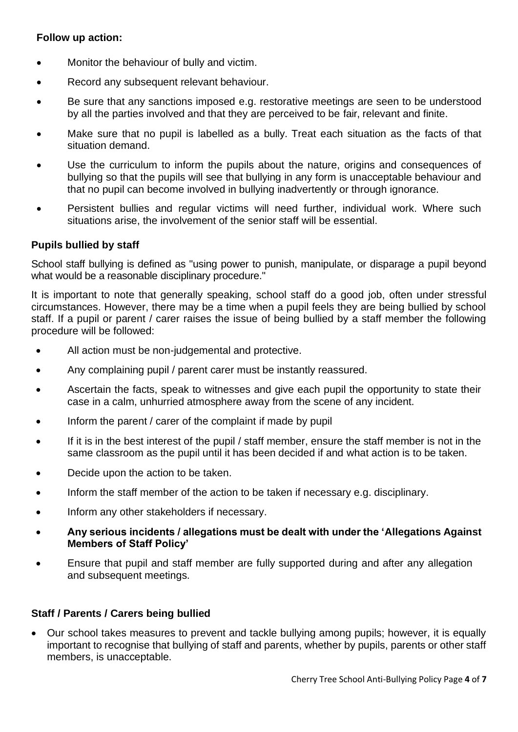**Follow up action:**

- Monitor the behaviour of bully and victim.
- Record any subsequent relevant behaviour.
- Be sure that any sanctions imposed e.g. restorative meetings are seen to be understood by all the parties involved and that they are perceived to be fair, relevant and finite.
- Make sure that no pupil is labelled as a bully. Treat each situation as the facts of that situation demand.
- Use the curriculum to inform the pupils about the nature, origins and consequences of bullying so that the pupils will see that bullying in any form is unacceptable behaviour and that no pupil can become involved in bullying inadvertently or through ignorance.
- Persistent bullies and regular victims will need further, individual work. Where such situations arise, the involvement of the senior staff will be essential.

**Pupils bullied by staff**

School staff bullying is defined as "using power to punish, manipulate, or disparage a pupil beyond what would be a reasonable disciplinary procedure."

It is important to note that generally speaking, school staff do a good job, often under stressful circumstances. However, there may be a time when a pupil feels they are being bullied by school staff. If a pupil or parent / carer raises the issue of being bullied by a staff member the following procedure will be followed:

- All action must be non-judgemental and protective.
- Any complaining pupil / parent carer must be instantly reassured.
- Ascertain the facts, speak to witnesses and give each pupil the opportunity to state their case in a calm, unhurried atmosphere away from the scene of any incident.
- Inform the parent / carer of the complaint if made by pupil
- If it is in the best interest of the pupil / staff member, ensure the staff member is not in the same classroom as the pupil until it has been decided if and what action is to be taken.
- Decide upon the action to be taken.
- Inform the staff member of the action to be taken if necessary e.g. disciplinary.
- Inform any other stakeholders if necessary.
- **Any serious incidents / allegations must be dealt with under the 'Allegations Against Members of Staff Policy'**
- Ensure that pupil and staff member are fully supported during and after any allegation and subsequent meetings.

**Staff / Parents / Carers being bullied**

- Our school takes measures to prevent and tackle bullying among pupils; however, it is equally important to recognise that bullying of staff and parents, whether by pupils, parents or other staff members, is unacceptable.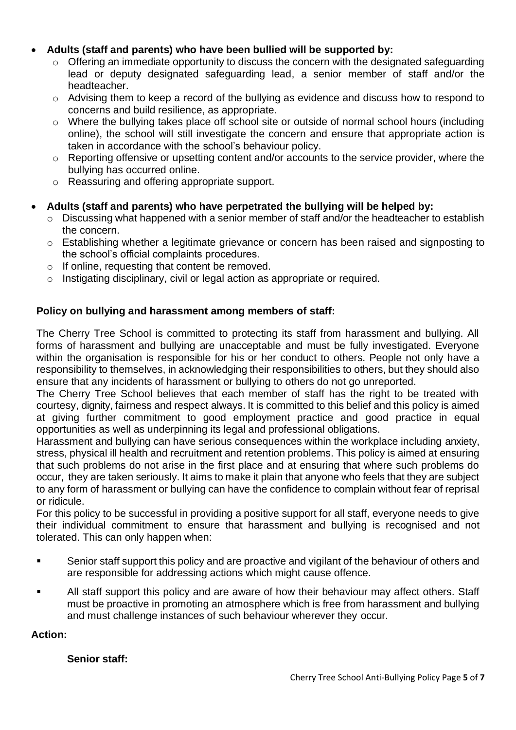- **Adults (staff and parents) who have been bullied will be supported by:**
  - Offering an immediate opportunity to discuss the concern with the designated safeguarding lead or deputy designated safeguarding lead, a senior member of staff and/or the headteacher.
  - Advising them to keep a record of the bullying as evidence and discuss how to respond to concerns and build resilience, as appropriate.
  - Where the bullying takes place off school site or outside of normal school hours (including online), the school will still investigate the concern and ensure that appropriate action is taken in accordance with the school's behaviour policy.
  - Reporting offensive or upsetting content and/or accounts to the service provider, where the bullying has occurred online.
  - Reassuring and offering appropriate support.

- **Adults (staff and parents) who have perpetrated the bullying will be helped by:**
  - Discussing what happened with a senior member of staff and/or the headteacher to establish the concern.
  - Establishing whether a legitimate grievance or concern has been raised and signposting to the school's official complaints procedures.
  - If online, requesting that content be removed.
  - Instigating disciplinary, civil or legal action as appropriate or required.

**Policy on bullying and harassment among members of staff:**

The Cherry Tree School is committed to protecting its staff from harassment and bullying. All forms of harassment and bullying are unacceptable and must be fully investigated. Everyone within the organisation is responsible for his or her conduct to others. People not only have a responsibility to themselves, in acknowledging their responsibilities to others, but they should also ensure that any incidents of harassment or bullying to others do not go unreported.

The Cherry Tree School believes that each member of staff has the right to be treated with courtesy, dignity, fairness and respect always. It is committed to this belief and this policy is aimed at giving further commitment to good employment practice and good practice in equal opportunities as well as underpinning its legal and professional obligations.

Harassment and bullying can have serious consequences within the workplace including anxiety, stress, physical ill health and recruitment and retention problems. This policy is aimed at ensuring that such problems do not arise in the first place and at ensuring that where such problems do occur, they are taken seriously. It aims to make it plain that anyone who feels that they are subject to any form of harassment or bullying can have the confidence to complain without fear of reprisal or ridicule.

For this policy to be successful in providing a positive support for all staff, everyone needs to give their individual commitment to ensure that harassment and bullying is recognised and not tolerated. This can only happen when:

- Senior staff support this policy and are proactive and vigilant of the behaviour of others and are responsible for addressing actions which might cause offence.
- All staff support this policy and are aware of how their behaviour may affect others. Staff must be proactive in promoting an atmosphere which is free from harassment and bullying and must challenge instances of such behaviour wherever they occur.

**Action:**

**Senior staff:**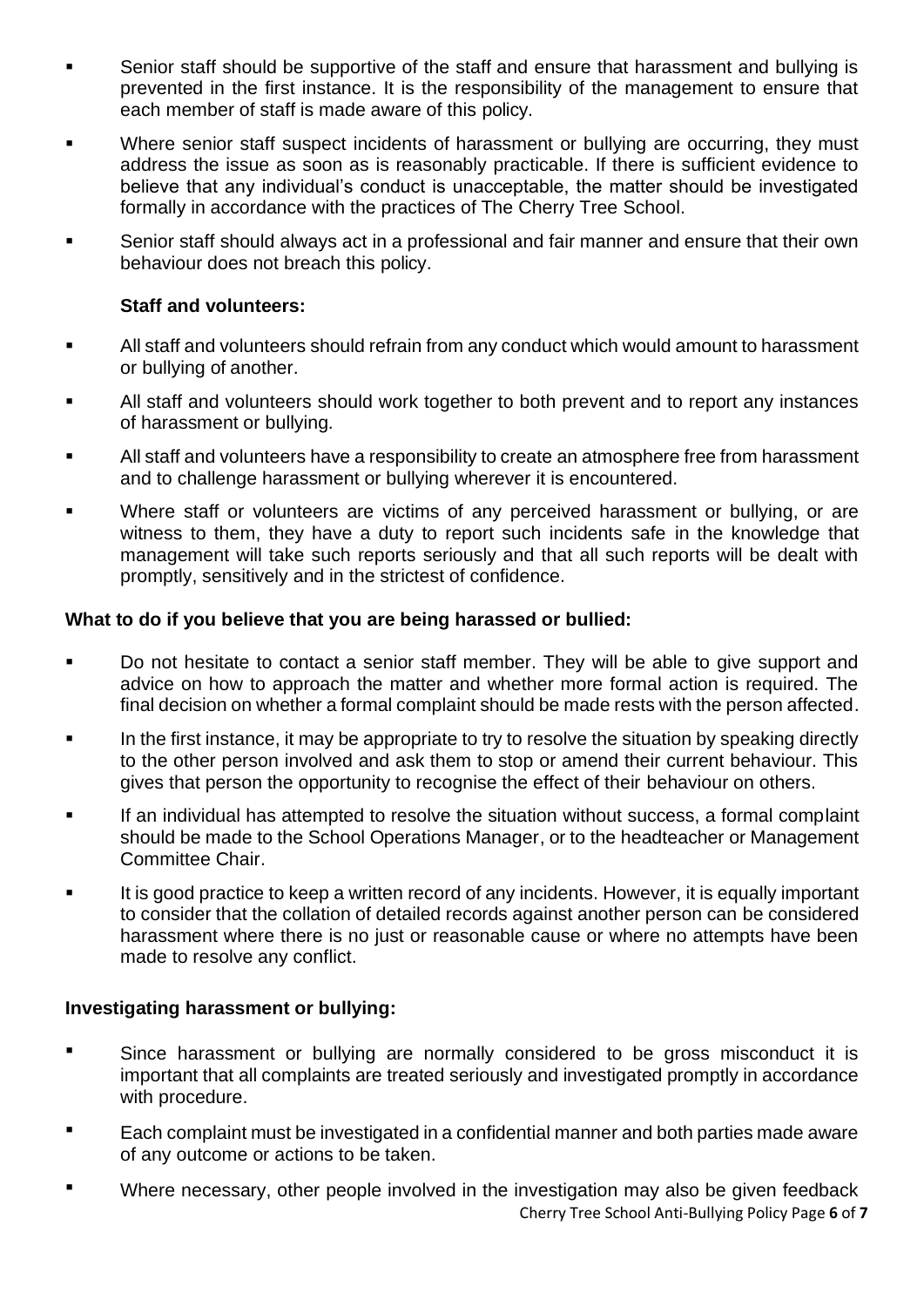- Senior staff should be supportive of the staff and ensure that harassment and bullying is prevented in the first instance. It is the responsibility of the management to ensure that each member of staff is made aware of this policy.
- Where senior staff suspect incidents of harassment or bullying are occurring, they must address the issue as soon as is reasonably practicable. If there is sufficient evidence to believe that any individual's conduct is unacceptable, the matter should be investigated formally in accordance with the practices of The Cherry Tree School.
- Senior staff should always act in a professional and fair manner and ensure that their own behaviour does not breach this policy.

**Staff and volunteers:**

- All staff and volunteers should refrain from any conduct which would amount to harassment or bullying of another.
- All staff and volunteers should work together to both prevent and to report any instances of harassment or bullying.
- All staff and volunteers have a responsibility to create an atmosphere free from harassment and to challenge harassment or bullying wherever it is encountered.
- Where staff or volunteers are victims of any perceived harassment or bullying, or are witness to them, they have a duty to report such incidents safe in the knowledge that management will take such reports seriously and that all such reports will be dealt with promptly, sensitively and in the strictest of confidence.

**What to do if you believe that you are being harassed or bullied:**

- Do not hesitate to contact a senior staff member. They will be able to give support and advice on how to approach the matter and whether more formal action is required. The final decision on whether a formal complaint should be made rests with the person affected.
- In the first instance, it may be appropriate to try to resolve the situation by speaking directly to the other person involved and ask them to stop or amend their current behaviour. This gives that person the opportunity to recognise the effect of their behaviour on others.
- If an individual has attempted to resolve the situation without success, a formal complaint should be made to the School Operations Manager, or to the headteacher or Management Committee Chair.
- It is good practice to keep a written record of any incidents. However, it is equally important to consider that the collation of detailed records against another person can be considered harassment where there is no just or reasonable cause or where no attempts have been made to resolve any conflict.

**Investigating harassment or bullying:**

- Since harassment or bullying are normally considered to be gross misconduct it is important that all complaints are treated seriously and investigated promptly in accordance with procedure.
- Each complaint must be investigated in a confidential manner and both parties made aware of any outcome or actions to be taken.
- Where necessary, other people involved in the investigation may also be given feedback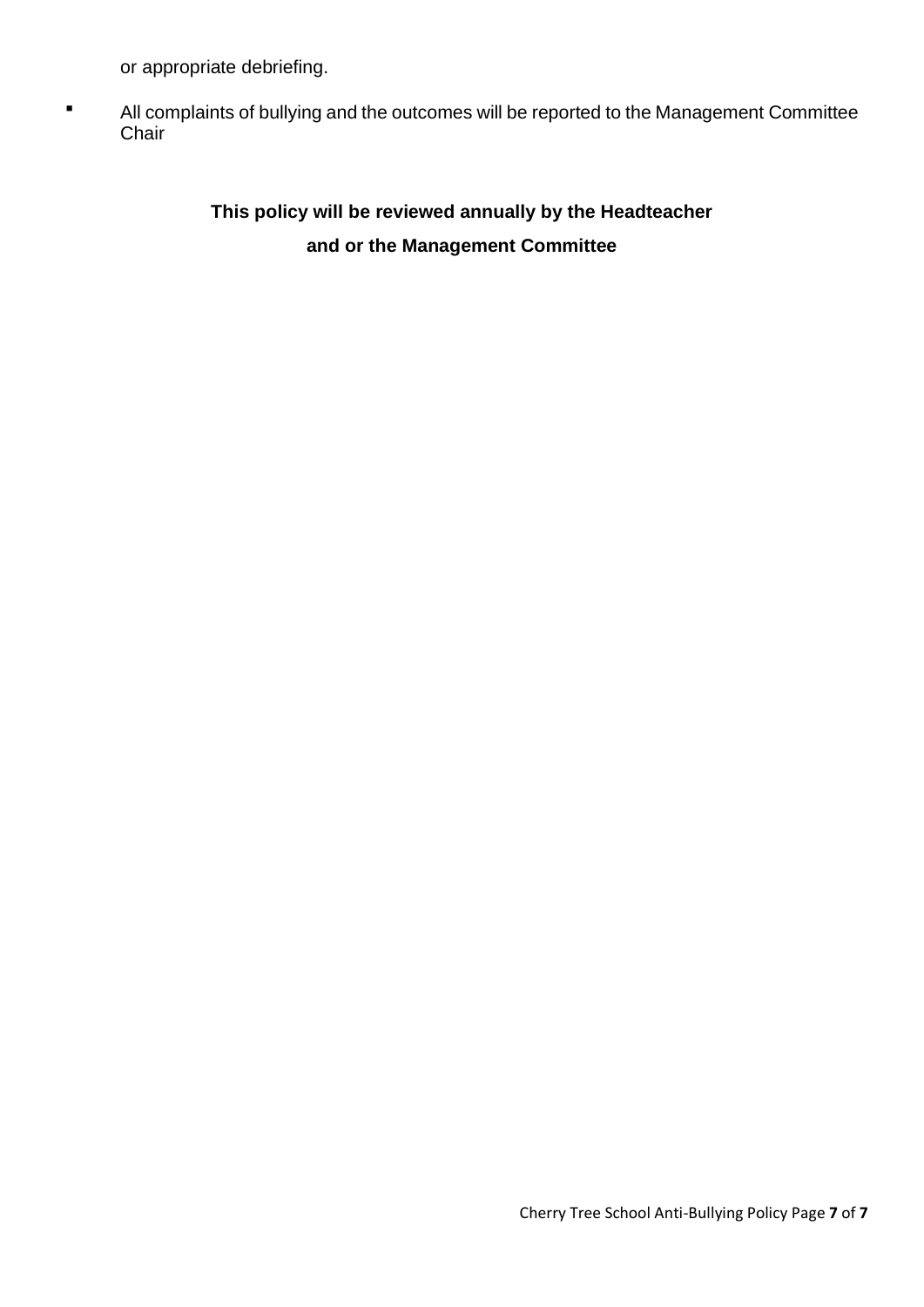or appropriate debriefing.

- All complaints of bullying and the outcomes will be reported to the Management Committee Chair

**This policy will be reviewed annually by the Headteacher**

**and or the Management Committee**